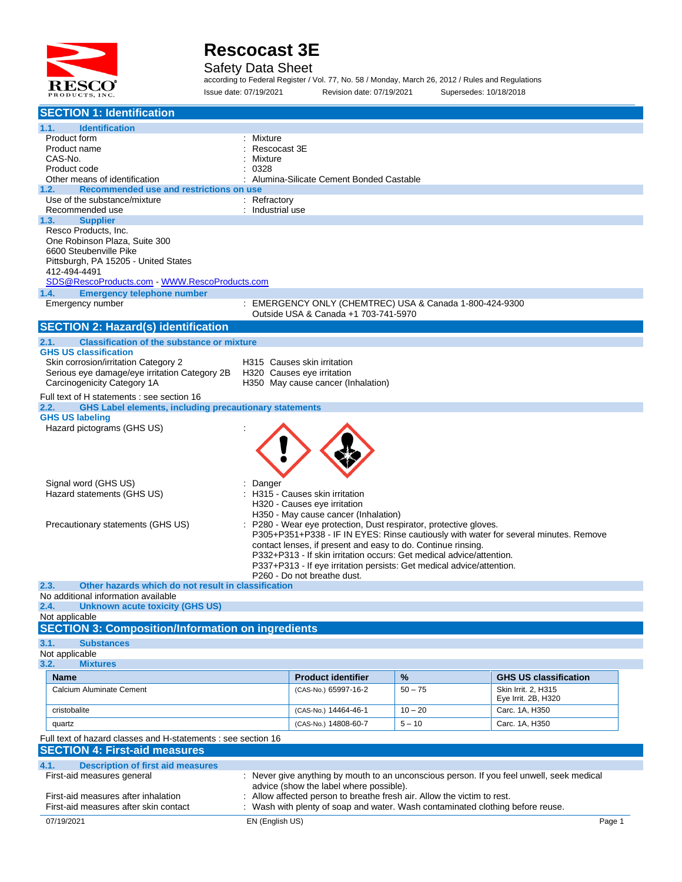# Rescocast 3E

Safety Data Sheet

according to Federal Register / Vol. 77, No. 58 / Monday, March 26, 2012 / Rules and Regulations

Issue date: 07/19/2021 Revision date: 07/19/2021 Supersedes: 10/18/2018

## SECTION 1: Identification

### 1.1. Identification

Product form : Mixture

Product name : Rescocast 3E

CAS-No. : Mixture

Product code : 0328

Other means of identification : Alumina-Silicate Cement Bonded Castable

### 1.2. Recommended use and restrictions on use

Use of the substance/mixture : Refractory

Recommended use : Industrial use

### 1.3. Supplier

Resco Products, Inc.
One Robinson Plaza, Suite 300
6600 Steubenville Pike
Pittsburgh, PA 15205 - United States
412-494-4491
SDS@RescoProducts.com - WWW.RescoProducts.com

### 1.4. Emergency telephone number

Emergency number : EMERGENCY ONLY (CHEMTREC) USA & Canada 1-800-424-9300
Outside USA & Canada +1 703-741-5970

## SECTION 2: Hazard(s) identification

### 2.1. Classification of the substance or mixture

**GHS US classification**

Skin corrosion/irritation Category 2 H315 Causes skin irritation

Serious eye damage/eye irritation Category 2B H320 Causes eye irritation

Carcinogenicity Category 1A H350 May cause cancer (Inhalation)

Full text of H statements : see section 16

### 2.2. GHS Label elements, including precautionary statements

**GHS US labeling**

Hazard pictograms (GHS US) :

Signal word (GHS US) : Danger

Hazard statements (GHS US) : H315 - Causes skin irritation
H320 - Causes eye irritation
H350 - May cause cancer (Inhalation)

Precautionary statements (GHS US) : P280 - Wear eye protection, Dust respirator, protective gloves.
P305+P351+P338 - IF IN EYES: Rinse cautiously with water for several minutes. Remove contact lenses, if present and easy to do. Continue rinsing.
P332+P313 - If skin irritation occurs: Get medical advice/attention.
P337+P313 - If eye irritation persists: Get medical advice/attention.
P260 - Do not breathe dust.

### 2.3. Other hazards which do not result in classification

No additional information available

### 2.4. Unknown acute toxicity (GHS US)

Not applicable

## SECTION 3: Composition/Information on ingredients

### 3.1. Substances

Not applicable

### 3.2. Mixtures

| Name | Product identifier | % | GHS US classification |
|---|---|---|---|
| Calcium Aluminate Cement | (CAS-No.) 65997-16-2 | 50 – 75 | Skin Irrit. 2, H315<br>Eye Irrit. 2B, H320 |
| cristobalite | (CAS-No.) 14464-46-1 | 10 – 20 | Carc. 1A, H350 |
| quartz | (CAS-No.) 14808-60-7 | 5 – 10 | Carc. 1A, H350 |

Full text of hazard classes and H-statements : see section 16

## SECTION 4: First-aid measures

### 4.1. Description of first aid measures

First-aid measures general : Never give anything by mouth to an unconscious person. If you feel unwell, seek medical advice (show the label where possible).

First-aid measures after inhalation : Allow affected person to breathe fresh air. Allow the victim to rest.

First-aid measures after skin contact : Wash with plenty of soap and water. Wash contaminated clothing before reuse.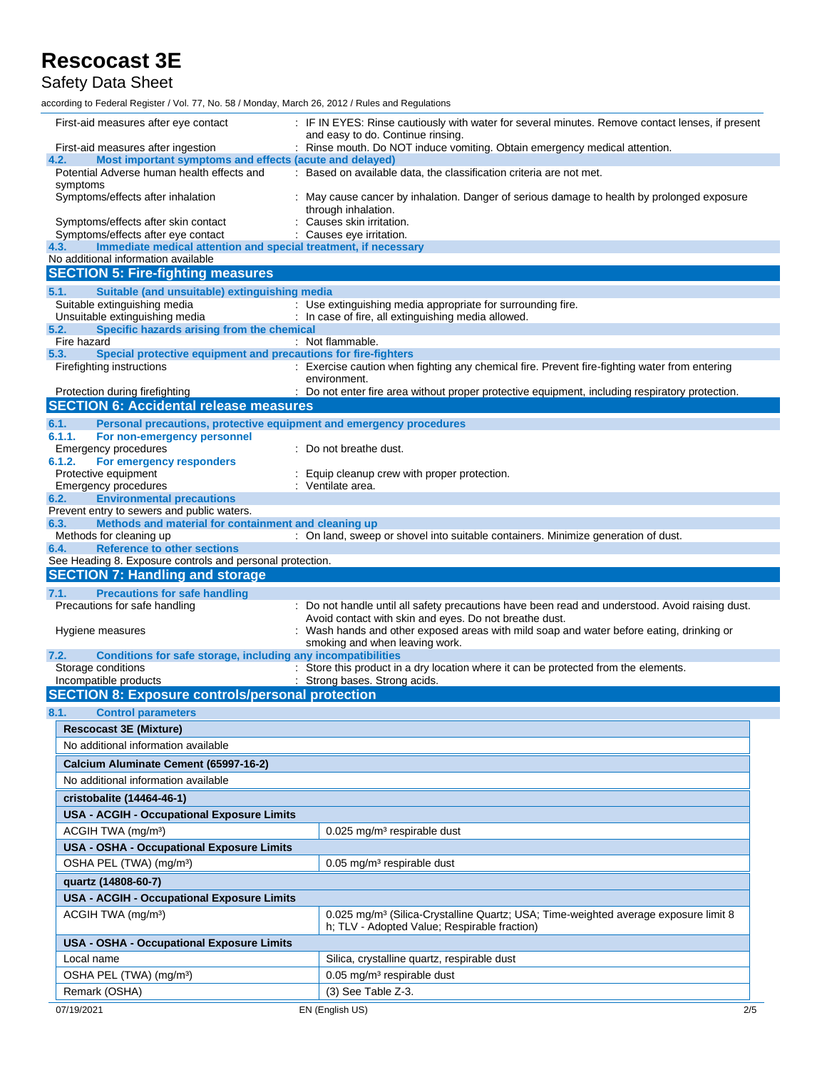First-aid measures after eye contact : IF IN EYES: Rinse cautiously with water for several minutes. Remove contact lenses, if present and easy to do. Continue rinsing.

First-aid measures after ingestion : Rinse mouth. Do NOT induce vomiting. Obtain emergency medical attention.

### 4.2. Most important symptoms and effects (acute and delayed)

Potential Adverse human health effects and symptoms : Based on available data, the classification criteria are not met.

Symptoms/effects after inhalation : May cause cancer by inhalation. Danger of serious damage to health by prolonged exposure through inhalation.

Symptoms/effects after skin contact : Causes skin irritation.

Symptoms/effects after eye contact : Causes eye irritation.

### 4.3. Immediate medical attention and special treatment, if necessary

No additional information available

## SECTION 5: Fire-fighting measures

### 5.1. Suitable (and unsuitable) extinguishing media

Suitable extinguishing media : Use extinguishing media appropriate for surrounding fire.

Unsuitable extinguishing media : In case of fire, all extinguishing media allowed.

### 5.2. Specific hazards arising from the chemical

Fire hazard : Not flammable.

### 5.3. Special protective equipment and precautions for fire-fighters

Firefighting instructions : Exercise caution when fighting any chemical fire. Prevent fire-fighting water from entering environment.

Protection during firefighting : Do not enter fire area without proper protective equipment, including respiratory protection.

## SECTION 6: Accidental release measures

### 6.1. Personal precautions, protective equipment and emergency procedures

#### 6.1.1. For non-emergency personnel

Emergency procedures : Do not breathe dust.

#### 6.1.2. For emergency responders

Protective equipment : Equip cleanup crew with proper protection.

Emergency procedures : Ventilate area.

### 6.2. Environmental precautions

Prevent entry to sewers and public waters.

### 6.3. Methods and material for containment and cleaning up

Methods for cleaning up : On land, sweep or shovel into suitable containers. Minimize generation of dust.

### 6.4. Reference to other sections

See Heading 8. Exposure controls and personal protection.

## SECTION 7: Handling and storage

### 7.1. Precautions for safe handling

Precautions for safe handling : Do not handle until all safety precautions have been read and understood. Avoid raising dust. Avoid contact with skin and eyes. Do not breathe dust.

Hygiene measures : Wash hands and other exposed areas with mild soap and water before eating, drinking or smoking and when leaving work.

### 7.2. Conditions for safe storage, including any incompatibilities

Storage conditions : Store this product in a dry location where it can be protected from the elements.

Incompatible products : Strong bases. Strong acids.

## SECTION 8: Exposure controls/personal protection

### 8.1. Control parameters

| **Rescocast 3E (Mixture)** | |
|---|---|
| No additional information available | |
| **Calcium Aluminate Cement (65997-16-2)** | |
| No additional information available | |
| **cristobalite (14464-46-1)** | |
| **USA - ACGIH - Occupational Exposure Limits** | |
| ACGIH TWA (mg/m³) | 0.025 mg/m³ respirable dust |
| **USA - OSHA - Occupational Exposure Limits** | |
| OSHA PEL (TWA) (mg/m³) | 0.05 mg/m³ respirable dust |
| **quartz (14808-60-7)** | |
| **USA - ACGIH - Occupational Exposure Limits** | |
| ACGIH TWA (mg/m³) | 0.025 mg/m³ (Silica-Crystalline Quartz; USA; Time-weighted average exposure limit 8 h; TLV - Adopted Value; Respirable fraction) |
| **USA - OSHA - Occupational Exposure Limits** | |
| Local name | Silica, crystalline quartz, respirable dust |
| OSHA PEL (TWA) (mg/m³) | 0.05 mg/m³ respirable dust |
| Remark (OSHA) | (3) See Table Z-3. |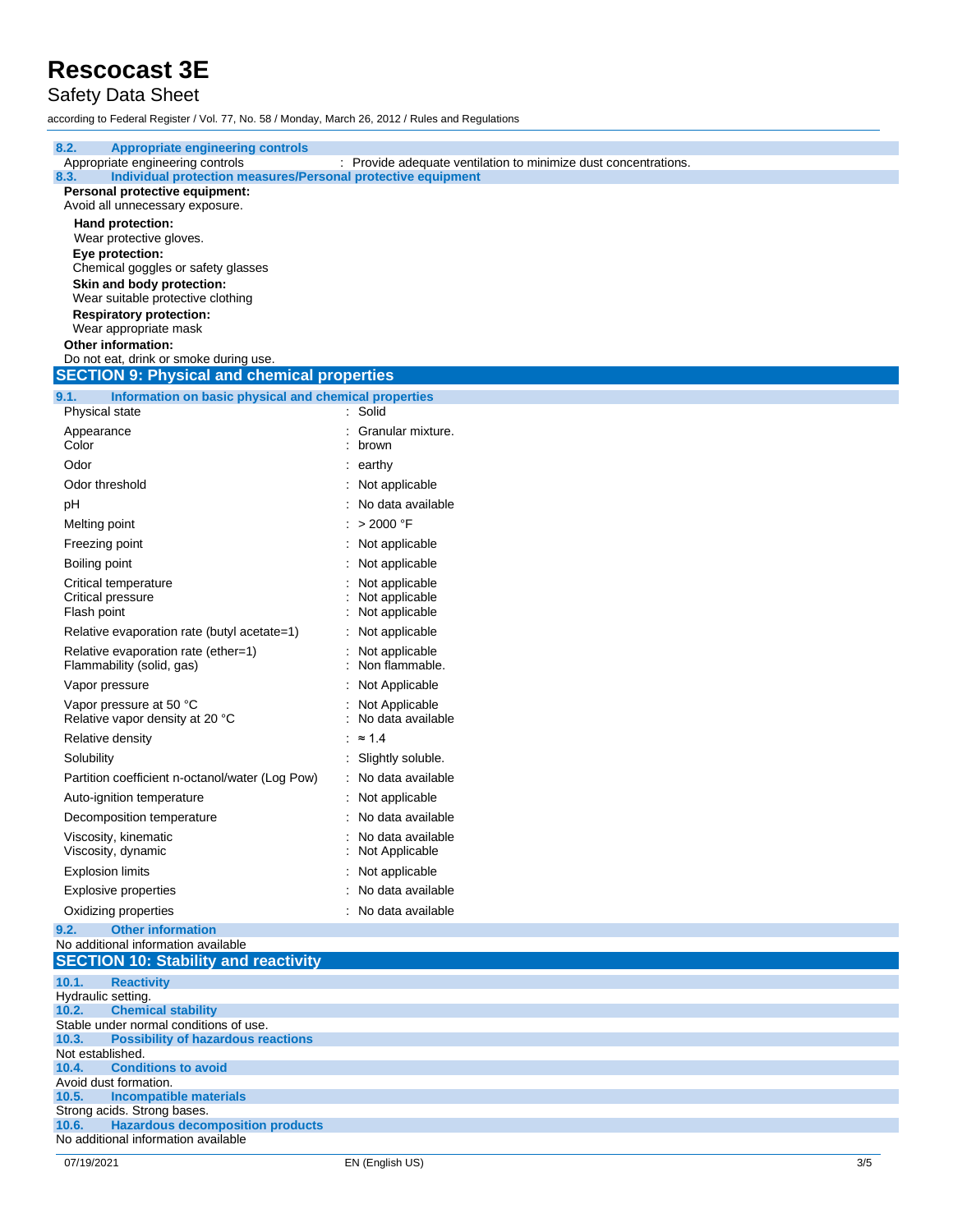### 8.2. Appropriate engineering controls

Appropriate engineering controls : Provide adequate ventilation to minimize dust concentrations.

### 8.3. Individual protection measures/Personal protective equipment

**Personal protective equipment:**

Avoid all unnecessary exposure.

**Hand protection:**

Wear protective gloves.

**Eye protection:**

Chemical goggles or safety glasses

**Skin and body protection:**

Wear suitable protective clothing

**Respiratory protection:**

Wear appropriate mask

**Other information:**

Do not eat, drink or smoke during use.

## SECTION 9: Physical and chemical properties

### 9.1. Information on basic physical and chemical properties

| Property | Value |
|---|---|
| Physical state | Solid |
| Appearance | Granular mixture. |
| Color | brown |
| Odor | earthy |
| Odor threshold | Not applicable |
| pH | No data available |
| Melting point | > 2000 °F |
| Freezing point | Not applicable |
| Boiling point | Not applicable |
| Critical temperature | Not applicable |
| Critical pressure | Not applicable |
| Flash point | Not applicable |
| Relative evaporation rate (butyl acetate=1) | Not applicable |
| Relative evaporation rate (ether=1) | Not applicable |
| Flammability (solid, gas) | Non flammable. |
| Vapor pressure | Not Applicable |
| Vapor pressure at 50 °C | Not Applicable |
| Relative vapor density at 20 °C | No data available |
| Relative density | ≈ 1.4 |
| Solubility | Slightly soluble. |
| Partition coefficient n-octanol/water (Log Pow) | No data available |
| Auto-ignition temperature | Not applicable |
| Decomposition temperature | No data available |
| Viscosity, kinematic | No data available |
| Viscosity, dynamic | Not Applicable |
| Explosion limits | Not applicable |
| Explosive properties | No data available |
| Oxidizing properties | No data available |

### 9.2. Other information

No additional information available

## SECTION 10: Stability and reactivity

### 10.1. Reactivity

Hydraulic setting.

### 10.2. Chemical stability

Stable under normal conditions of use.

### 10.3. Possibility of hazardous reactions

Not established.

### 10.4. Conditions to avoid

Avoid dust formation.

### 10.5. Incompatible materials

Strong acids. Strong bases.

### 10.6. Hazardous decomposition products

No additional information available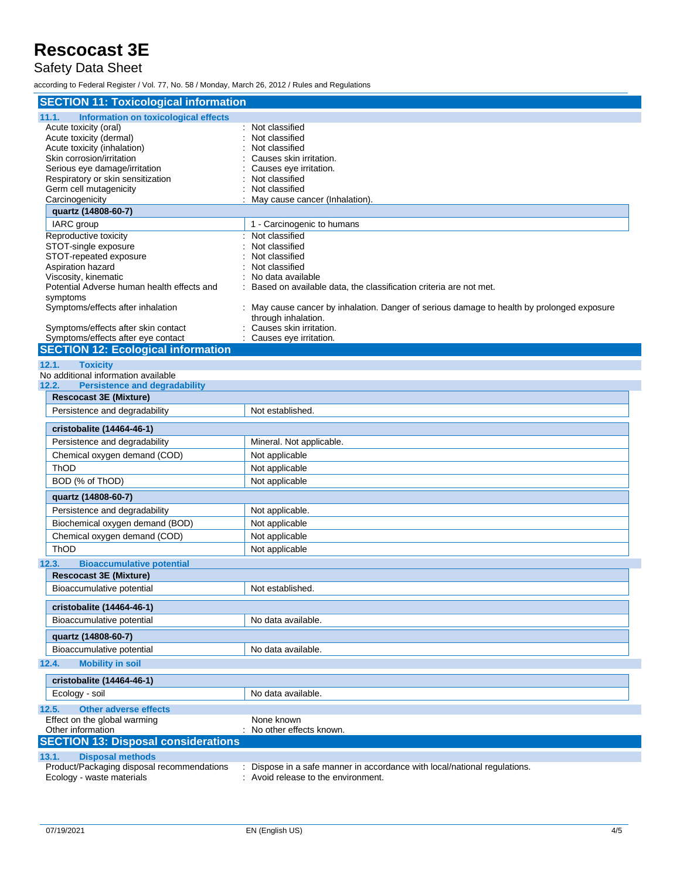## SECTION 11: Toxicological information

### 11.1. Information on toxicological effects

| | |
|---|---|
| Acute toxicity (oral) | : Not classified |
| Acute toxicity (dermal) | : Not classified |
| Acute toxicity (inhalation) | : Not classified |
| Skin corrosion/irritation | : Causes skin irritation. |
| Serious eye damage/irritation | : Causes eye irritation. |
| Respiratory or skin sensitization | : Not classified |
| Germ cell mutagenicity | : Not classified |
| Carcinogenicity | : May cause cancer (Inhalation). |

| **quartz (14808-60-7)** | |
|---|---|
| IARC group | 1 - Carcinogenic to humans |

| | |
|---|---|
| Reproductive toxicity | : Not classified |
| STOT-single exposure | : Not classified |
| STOT-repeated exposure | : Not classified |
| Aspiration hazard | : Not classified |
| Viscosity, kinematic | : No data available |
| Potential Adverse human health effects and symptoms | : Based on available data, the classification criteria are not met. |
| Symptoms/effects after inhalation | : May cause cancer by inhalation. Danger of serious damage to health by prolonged exposure through inhalation. |
| Symptoms/effects after skin contact | : Causes skin irritation. |
| Symptoms/effects after eye contact | : Causes eye irritation. |

## SECTION 12: Ecological information

### 12.1. Toxicity

No additional information available

### 12.2. Persistence and degradability

| **Rescocast 3E (Mixture)** | |
|---|---|
| Persistence and degradability | Not established. |

| **cristobalite (14464-46-1)** | |
|---|---|
| Persistence and degradability | Mineral. Not applicable. |
| Chemical oxygen demand (COD) | Not applicable |
| ThOD | Not applicable |
| BOD (% of ThOD) | Not applicable |

| **quartz (14808-60-7)** | |
|---|---|
| Persistence and degradability | Not applicable. |
| Biochemical oxygen demand (BOD) | Not applicable |
| Chemical oxygen demand (COD) | Not applicable |
| ThOD | Not applicable |

### 12.3. Bioaccumulative potential

| **Rescocast 3E (Mixture)** | |
|---|---|
| Bioaccumulative potential | Not established. |

| **cristobalite (14464-46-1)** | |
|---|---|
| Bioaccumulative potential | No data available. |

| **quartz (14808-60-7)** | |
|---|---|
| Bioaccumulative potential | No data available. |

### 12.4. Mobility in soil

| **cristobalite (14464-46-1)** | |
|---|---|
| Ecology - soil | No data available. |

### 12.5. Other adverse effects

| | |
|---|---|
| Effect on the global warming | None known |
| Other information | : No other effects known. |

## SECTION 13: Disposal considerations

### 13.1. Disposal methods

| | |
|---|---|
| Product/Packaging disposal recommendations | : Dispose in a safe manner in accordance with local/national regulations. |
| Ecology - waste materials | : Avoid release to the environment. |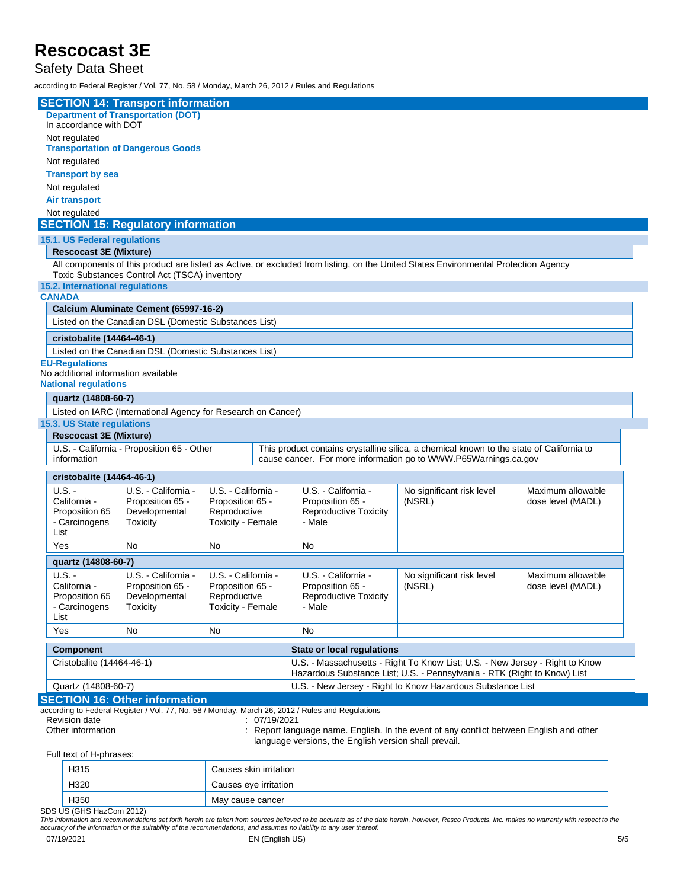## SECTION 14: Transport information

**Department of Transportation (DOT)**

In accordance with DOT

Not regulated

**Transportation of Dangerous Goods**

Not regulated

**Transport by sea**

Not regulated

**Air transport**

Not regulated

## SECTION 15: Regulatory information

### 15.1. US Federal regulations

| Rescocast 3E (Mixture) |
|---|
| All components of this product are listed as Active, or excluded from listing, on the United States Environmental Protection Agency Toxic Substances Control Act (TSCA) inventory |

### 15.2. International regulations

**CANADA**

| Calcium Aluminate Cement (65997-16-2) |
|---|
| Listed on the Canadian DSL (Domestic Substances List) |

| cristobalite (14464-46-1) |
|---|
| Listed on the Canadian DSL (Domestic Substances List) |

**EU-Regulations**

No additional information available

**National regulations**

| quartz (14808-60-7) |
|---|
| Listed on IARC (International Agency for Research on Cancer) |

### 15.3. US State regulations

| Rescocast 3E (Mixture) | |
|---|---|
| U.S. - California - Proposition 65 - Other information | This product contains crystalline silica, a chemical known to the state of California to cause cancer. For more information go to WWW.P65Warnings.ca.gov |

| cristobalite (14464-46-1) | | | | | |
|---|---|---|---|---|---|
| U.S. - California - Proposition 65 - Carcinogens List | U.S. - California - Proposition 65 - Developmental Toxicity | U.S. - California - Proposition 65 - Reproductive Toxicity - Female | U.S. - California - Proposition 65 - Reproductive Toxicity - Male | No significant risk level (NSRL) | Maximum allowable dose level (MADL) |
| Yes | No | No | No | | |

| quartz (14808-60-7) | | | | | |
|---|---|---|---|---|---|
| U.S. - California - Proposition 65 - Carcinogens List | U.S. - California - Proposition 65 - Developmental Toxicity | U.S. - California - Proposition 65 - Reproductive Toxicity - Female | U.S. - California - Proposition 65 - Reproductive Toxicity - Male | No significant risk level (NSRL) | Maximum allowable dose level (MADL) |
| Yes | No | No | No | | |

| Component | State or local regulations |
|---|---|
| Cristobalite (14464-46-1) | U.S. - Massachusetts - Right To Know List; U.S. - New Jersey - Right to Know Hazardous Substance List; U.S. - Pennsylvania - RTK (Right to Know) List |
| Quartz (14808-60-7) | U.S. - New Jersey - Right to Know Hazardous Substance List |

## SECTION 16: Other information

according to Federal Register / Vol. 77, No. 58 / Monday, March 26, 2012 / Rules and Regulations

Revision date : 07/19/2021

Other information : Report language name. English. In the event of any conflict between English and other language versions, the English version shall prevail.

Full text of H-phrases:

| | |
|---|---|
| H315 | Causes skin irritation |
| H320 | Causes eye irritation |
| H350 | May cause cancer |

SDS US (GHS HazCom 2012)

*This information and recommendations set forth herein are taken from sources believed to be accurate as of the date herein, however, Resco Products, Inc. makes no warranty with respect to the accuracy of the information or the suitability of the recommendations, and assumes no liability to any user thereof.*